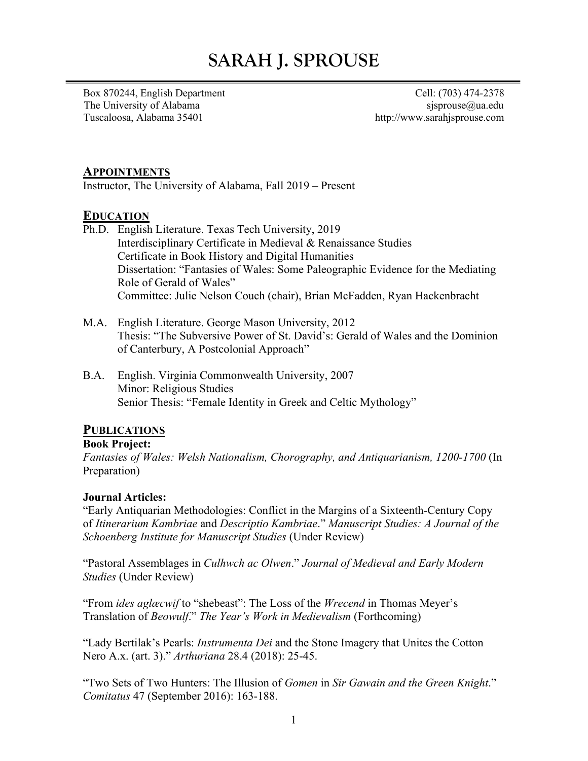# SARAH J. SPROUSE

Box 870244, English Department
The University of Alabama
Tuscaloosa, Alabama 35401

Cell: (703) 474-2378
sjsprouse@ua.edu
http://www.sarahjsprouse.com

## APPOINTMENTS

Instructor, The University of Alabama, Fall 2019 – Present

## EDUCATION

Ph.D. English Literature. Texas Tech University, 2019
Interdisciplinary Certificate in Medieval & Renaissance Studies
Certificate in Book History and Digital Humanities
Dissertation: "Fantasies of Wales: Some Paleographic Evidence for the Mediating Role of Gerald of Wales"
Committee: Julie Nelson Couch (chair), Brian McFadden, Ryan Hackenbracht

M.A. English Literature. George Mason University, 2012
Thesis: "The Subversive Power of St. David's: Gerald of Wales and the Dominion of Canterbury, A Postcolonial Approach"

B.A. English. Virginia Commonwealth University, 2007
Minor: Religious Studies
Senior Thesis: "Female Identity in Greek and Celtic Mythology"

## PUBLICATIONS

**Book Project:**

*Fantasies of Wales: Welsh Nationalism, Chorography, and Antiquarianism, 1200-1700* (In Preparation)

**Journal Articles:**

"Early Antiquarian Methodologies: Conflict in the Margins of a Sixteenth-Century Copy of *Itinerarium Kambriae* and *Descriptio Kambriae*." *Manuscript Studies: A Journal of the Schoenberg Institute for Manuscript Studies* (Under Review)

"Pastoral Assemblages in *Culhwch ac Olwen*." *Journal of Medieval and Early Modern Studies* (Under Review)

"From *ides aglæcwif* to "shebeast": The Loss of the *Wrecend* in Thomas Meyer's Translation of *Beowulf*." *The Year's Work in Medievalism* (Forthcoming)

"Lady Bertilak's Pearls: *Instrumenta Dei* and the Stone Imagery that Unites the Cotton Nero A.x. (art. 3)." *Arthuriana* 28.4 (2018): 25-45.

"Two Sets of Two Hunters: The Illusion of *Gomen* in *Sir Gawain and the Green Knight*." *Comitatus* 47 (September 2016): 163-188.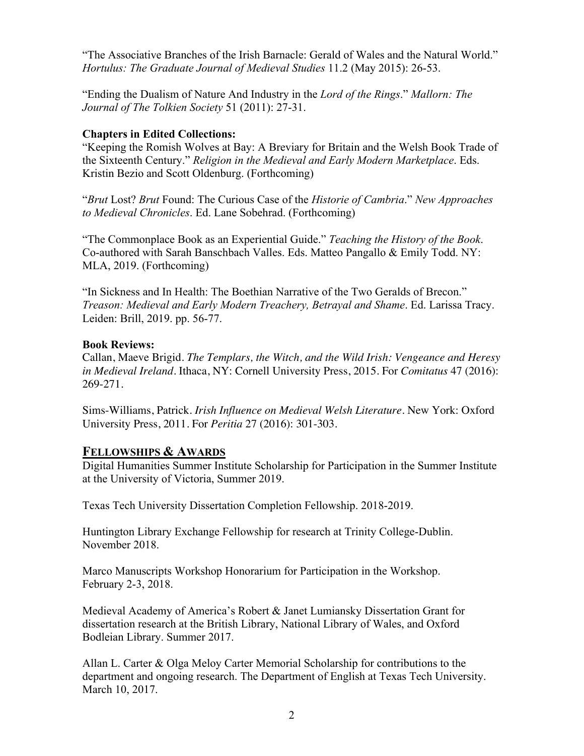"The Associative Branches of the Irish Barnacle: Gerald of Wales and the Natural World." *Hortulus: The Graduate Journal of Medieval Studies* 11.2 (May 2015): 26-53.

"Ending the Dualism of Nature And Industry in the *Lord of the Rings*." *Mallorn: The Journal of The Tolkien Society* 51 (2011): 27-31.

**Chapters in Edited Collections:**

"Keeping the Romish Wolves at Bay: A Breviary for Britain and the Welsh Book Trade of the Sixteenth Century." *Religion in the Medieval and Early Modern Marketplace*. Eds. Kristin Bezio and Scott Oldenburg. (Forthcoming)

"*Brut* Lost? *Brut* Found: The Curious Case of the *Historie of Cambria*." *New Approaches to Medieval Chronicles*. Ed. Lane Sobehrad. (Forthcoming)

"The Commonplace Book as an Experiential Guide." *Teaching the History of the Book*. Co-authored with Sarah Banschbach Valles. Eds. Matteo Pangallo & Emily Todd. NY: MLA, 2019. (Forthcoming)

"In Sickness and In Health: The Boethian Narrative of the Two Geralds of Brecon." *Treason: Medieval and Early Modern Treachery, Betrayal and Shame*. Ed. Larissa Tracy. Leiden: Brill, 2019. pp. 56-77.

**Book Reviews:**

Callan, Maeve Brigid. *The Templars, the Witch, and the Wild Irish: Vengeance and Heresy in Medieval Ireland*. Ithaca, NY: Cornell University Press, 2015. For *Comitatus* 47 (2016): 269-271.

Sims-Williams, Patrick. *Irish Influence on Medieval Welsh Literature*. New York: Oxford University Press, 2011. For *Peritia* 27 (2016): 301-303.

## FELLOWSHIPS & AWARDS

Digital Humanities Summer Institute Scholarship for Participation in the Summer Institute at the University of Victoria, Summer 2019.

Texas Tech University Dissertation Completion Fellowship. 2018-2019.

Huntington Library Exchange Fellowship for research at Trinity College-Dublin. November 2018.

Marco Manuscripts Workshop Honorarium for Participation in the Workshop. February 2-3, 2018.

Medieval Academy of America's Robert & Janet Lumiansky Dissertation Grant for dissertation research at the British Library, National Library of Wales, and Oxford Bodleian Library. Summer 2017.

Allan L. Carter & Olga Meloy Carter Memorial Scholarship for contributions to the department and ongoing research. The Department of English at Texas Tech University. March 10, 2017.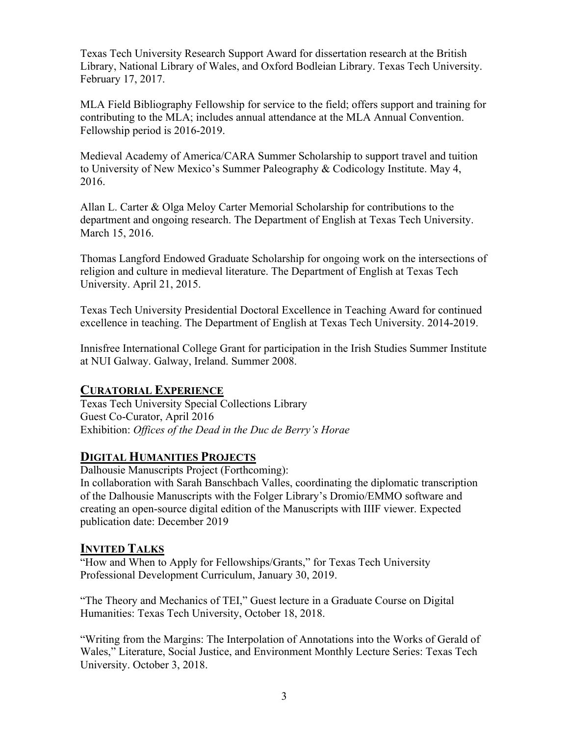Texas Tech University Research Support Award for dissertation research at the British Library, National Library of Wales, and Oxford Bodleian Library. Texas Tech University. February 17, 2017.

MLA Field Bibliography Fellowship for service to the field; offers support and training for contributing to the MLA; includes annual attendance at the MLA Annual Convention. Fellowship period is 2016-2019.

Medieval Academy of America/CARA Summer Scholarship to support travel and tuition to University of New Mexico's Summer Paleography & Codicology Institute. May 4, 2016.

Allan L. Carter & Olga Meloy Carter Memorial Scholarship for contributions to the department and ongoing research. The Department of English at Texas Tech University. March 15, 2016.

Thomas Langford Endowed Graduate Scholarship for ongoing work on the intersections of religion and culture in medieval literature. The Department of English at Texas Tech University. April 21, 2015.

Texas Tech University Presidential Doctoral Excellence in Teaching Award for continued excellence in teaching. The Department of English at Texas Tech University. 2014-2019.

Innisfree International College Grant for participation in the Irish Studies Summer Institute at NUI Galway. Galway, Ireland. Summer 2008.

## Curatorial Experience

Texas Tech University Special Collections Library
Guest Co-Curator, April 2016
Exhibition: *Offices of the Dead in the Duc de Berry's Horae*

## Digital Humanities Projects

Dalhousie Manuscripts Project (Forthcoming):
In collaboration with Sarah Banschbach Valles, coordinating the diplomatic transcription of the Dalhousie Manuscripts with the Folger Library's Dromio/EMMO software and creating an open-source digital edition of the Manuscripts with IIIF viewer. Expected publication date: December 2019

## Invited Talks

"How and When to Apply for Fellowships/Grants," for Texas Tech University Professional Development Curriculum, January 30, 2019.

"The Theory and Mechanics of TEI," Guest lecture in a Graduate Course on Digital Humanities: Texas Tech University, October 18, 2018.

"Writing from the Margins: The Interpolation of Annotations into the Works of Gerald of Wales," Literature, Social Justice, and Environment Monthly Lecture Series: Texas Tech University. October 3, 2018.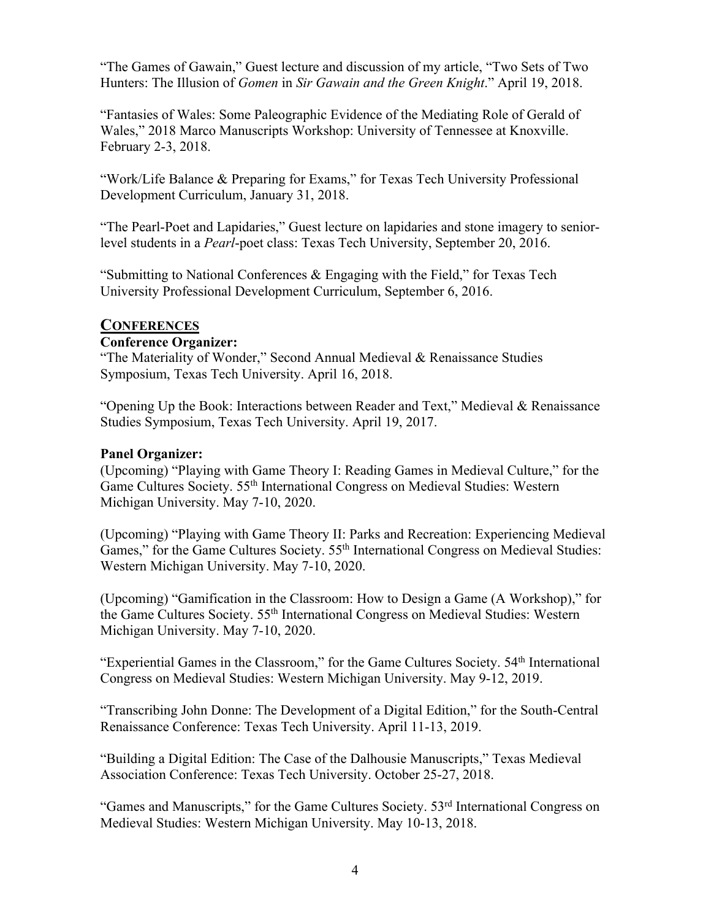"The Games of Gawain," Guest lecture and discussion of my article, "Two Sets of Two Hunters: The Illusion of *Gomen* in *Sir Gawain and the Green Knight*." April 19, 2018.

"Fantasies of Wales: Some Paleographic Evidence of the Mediating Role of Gerald of Wales," 2018 Marco Manuscripts Workshop: University of Tennessee at Knoxville. February 2-3, 2018.

"Work/Life Balance & Preparing for Exams," for Texas Tech University Professional Development Curriculum, January 31, 2018.

"The Pearl-Poet and Lapidaries," Guest lecture on lapidaries and stone imagery to senior-level students in a *Pearl*-poet class: Texas Tech University, September 20, 2016.

"Submitting to National Conferences & Engaging with the Field," for Texas Tech University Professional Development Curriculum, September 6, 2016.

## CONFERENCES

**Conference Organizer:**

"The Materiality of Wonder," Second Annual Medieval & Renaissance Studies Symposium, Texas Tech University. April 16, 2018.

"Opening Up the Book: Interactions between Reader and Text," Medieval & Renaissance Studies Symposium, Texas Tech University. April 19, 2017.

**Panel Organizer:**

(Upcoming) "Playing with Game Theory I: Reading Games in Medieval Culture," for the Game Cultures Society. 55th International Congress on Medieval Studies: Western Michigan University. May 7-10, 2020.

(Upcoming) "Playing with Game Theory II: Parks and Recreation: Experiencing Medieval Games," for the Game Cultures Society. 55th International Congress on Medieval Studies: Western Michigan University. May 7-10, 2020.

(Upcoming) "Gamification in the Classroom: How to Design a Game (A Workshop)," for the Game Cultures Society. 55th International Congress on Medieval Studies: Western Michigan University. May 7-10, 2020.

"Experiential Games in the Classroom," for the Game Cultures Society. 54th International Congress on Medieval Studies: Western Michigan University. May 9-12, 2019.

"Transcribing John Donne: The Development of a Digital Edition," for the South-Central Renaissance Conference: Texas Tech University. April 11-13, 2019.

"Building a Digital Edition: The Case of the Dalhousie Manuscripts," Texas Medieval Association Conference: Texas Tech University. October 25-27, 2018.

"Games and Manuscripts," for the Game Cultures Society. 53rd International Congress on Medieval Studies: Western Michigan University. May 10-13, 2018.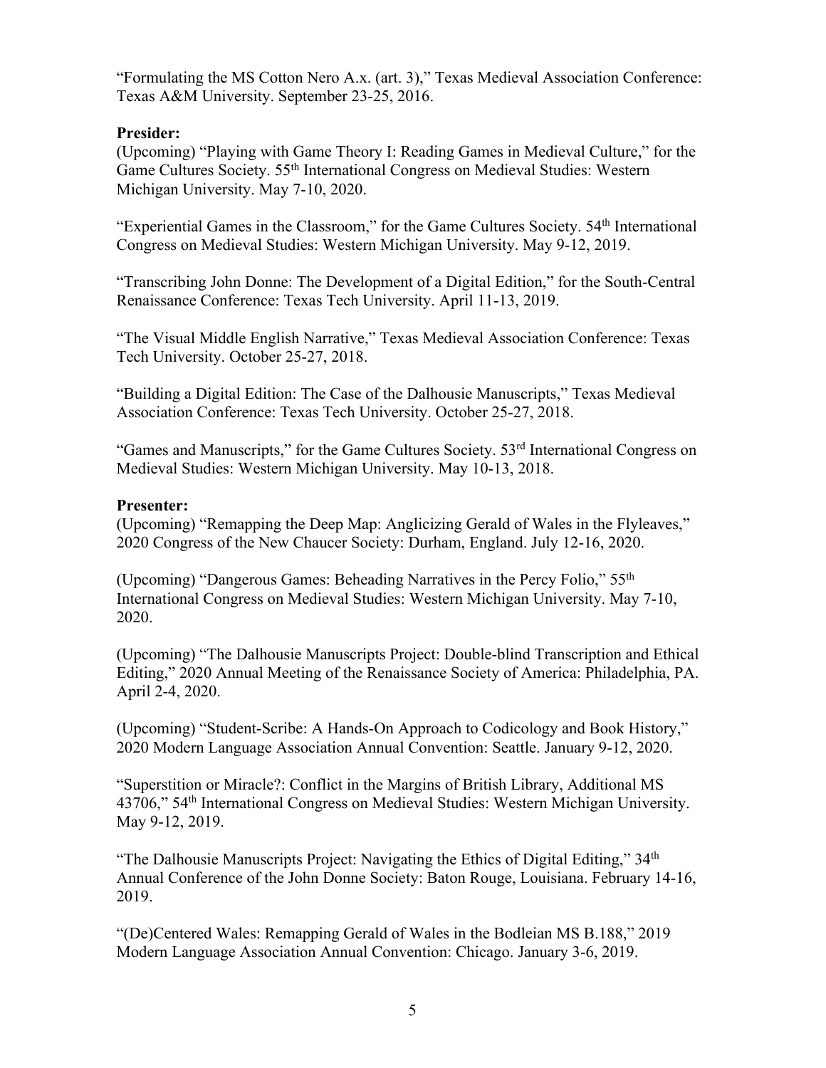"Formulating the MS Cotton Nero A.x. (art. 3)," Texas Medieval Association Conference: Texas A&M University. September 23-25, 2016.

**Presider:**

(Upcoming) "Playing with Game Theory I: Reading Games in Medieval Culture," for the Game Cultures Society. 55th International Congress on Medieval Studies: Western Michigan University. May 7-10, 2020.

"Experiential Games in the Classroom," for the Game Cultures Society. 54th International Congress on Medieval Studies: Western Michigan University. May 9-12, 2019.

"Transcribing John Donne: The Development of a Digital Edition," for the South-Central Renaissance Conference: Texas Tech University. April 11-13, 2019.

"The Visual Middle English Narrative," Texas Medieval Association Conference: Texas Tech University. October 25-27, 2018.

"Building a Digital Edition: The Case of the Dalhousie Manuscripts," Texas Medieval Association Conference: Texas Tech University. October 25-27, 2018.

"Games and Manuscripts," for the Game Cultures Society. 53rd International Congress on Medieval Studies: Western Michigan University. May 10-13, 2018.

**Presenter:**

(Upcoming) "Remapping the Deep Map: Anglicizing Gerald of Wales in the Flyleaves," 2020 Congress of the New Chaucer Society: Durham, England. July 12-16, 2020.

(Upcoming) "Dangerous Games: Beheading Narratives in the Percy Folio," 55th International Congress on Medieval Studies: Western Michigan University. May 7-10, 2020.

(Upcoming) "The Dalhousie Manuscripts Project: Double-blind Transcription and Ethical Editing," 2020 Annual Meeting of the Renaissance Society of America: Philadelphia, PA. April 2-4, 2020.

(Upcoming) "Student-Scribe: A Hands-On Approach to Codicology and Book History," 2020 Modern Language Association Annual Convention: Seattle. January 9-12, 2020.

"Superstition or Miracle?: Conflict in the Margins of British Library, Additional MS 43706," 54th International Congress on Medieval Studies: Western Michigan University. May 9-12, 2019.

"The Dalhousie Manuscripts Project: Navigating the Ethics of Digital Editing," 34th Annual Conference of the John Donne Society: Baton Rouge, Louisiana. February 14-16, 2019.

"(De)Centered Wales: Remapping Gerald of Wales in the Bodleian MS B.188," 2019 Modern Language Association Annual Convention: Chicago. January 3-6, 2019.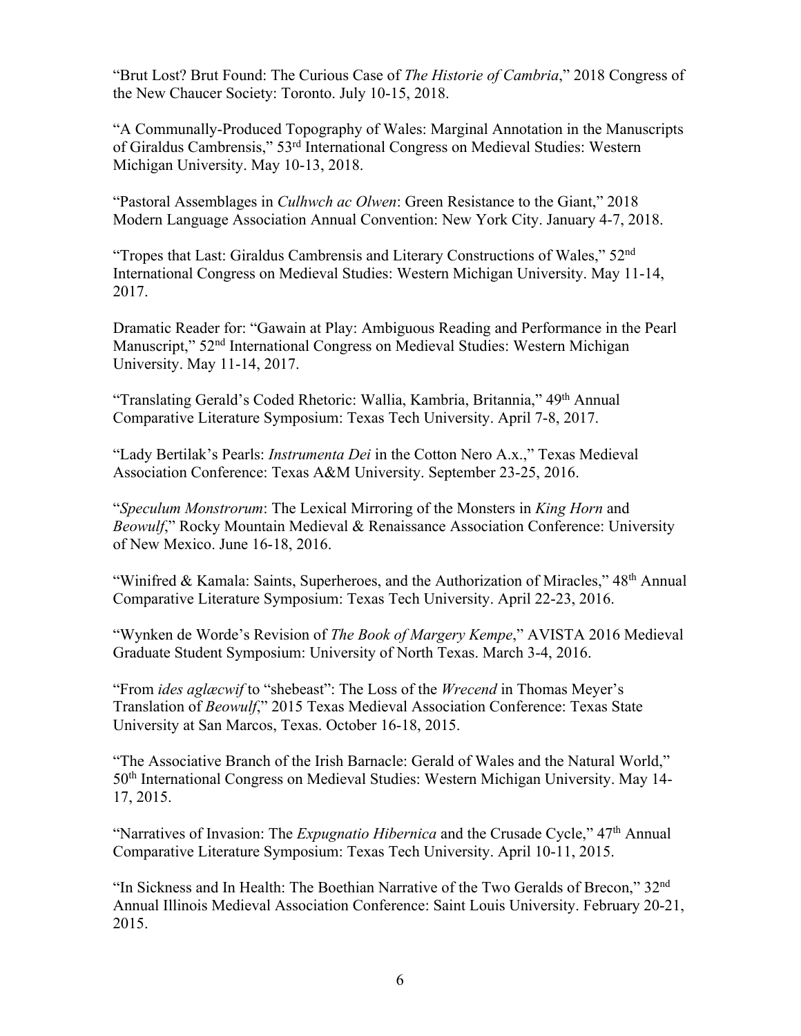"Brut Lost? Brut Found: The Curious Case of *The Historie of Cambria*," 2018 Congress of the New Chaucer Society: Toronto. July 10-15, 2018.

"A Communally-Produced Topography of Wales: Marginal Annotation in the Manuscripts of Giraldus Cambrensis," 53rd International Congress on Medieval Studies: Western Michigan University. May 10-13, 2018.

"Pastoral Assemblages in *Culhwch ac Olwen*: Green Resistance to the Giant," 2018 Modern Language Association Annual Convention: New York City. January 4-7, 2018.

"Tropes that Last: Giraldus Cambrensis and Literary Constructions of Wales," 52nd International Congress on Medieval Studies: Western Michigan University. May 11-14, 2017.

Dramatic Reader for: "Gawain at Play: Ambiguous Reading and Performance in the Pearl Manuscript," 52nd International Congress on Medieval Studies: Western Michigan University. May 11-14, 2017.

"Translating Gerald's Coded Rhetoric: Wallia, Kambria, Britannia," 49th Annual Comparative Literature Symposium: Texas Tech University. April 7-8, 2017.

"Lady Bertilak's Pearls: *Instrumenta Dei* in the Cotton Nero A.x.," Texas Medieval Association Conference: Texas A&M University. September 23-25, 2016.

"*Speculum Monstrorum*: The Lexical Mirroring of the Monsters in *King Horn* and *Beowulf*," Rocky Mountain Medieval & Renaissance Association Conference: University of New Mexico. June 16-18, 2016.

"Winifred & Kamala: Saints, Superheroes, and the Authorization of Miracles," 48th Annual Comparative Literature Symposium: Texas Tech University. April 22-23, 2016.

"Wynken de Worde's Revision of *The Book of Margery Kempe*," AVISTA 2016 Medieval Graduate Student Symposium: University of North Texas. March 3-4, 2016.

"From *ides aglæcwif* to "shebeast": The Loss of the *Wrecend* in Thomas Meyer's Translation of *Beowulf*," 2015 Texas Medieval Association Conference: Texas State University at San Marcos, Texas. October 16-18, 2015.

"The Associative Branch of the Irish Barnacle: Gerald of Wales and the Natural World," 50th International Congress on Medieval Studies: Western Michigan University. May 14-17, 2015.

"Narratives of Invasion: The *Expugnatio Hibernica* and the Crusade Cycle," 47th Annual Comparative Literature Symposium: Texas Tech University. April 10-11, 2015.

"In Sickness and In Health: The Boethian Narrative of the Two Geralds of Brecon," 32nd Annual Illinois Medieval Association Conference: Saint Louis University. February 20-21, 2015.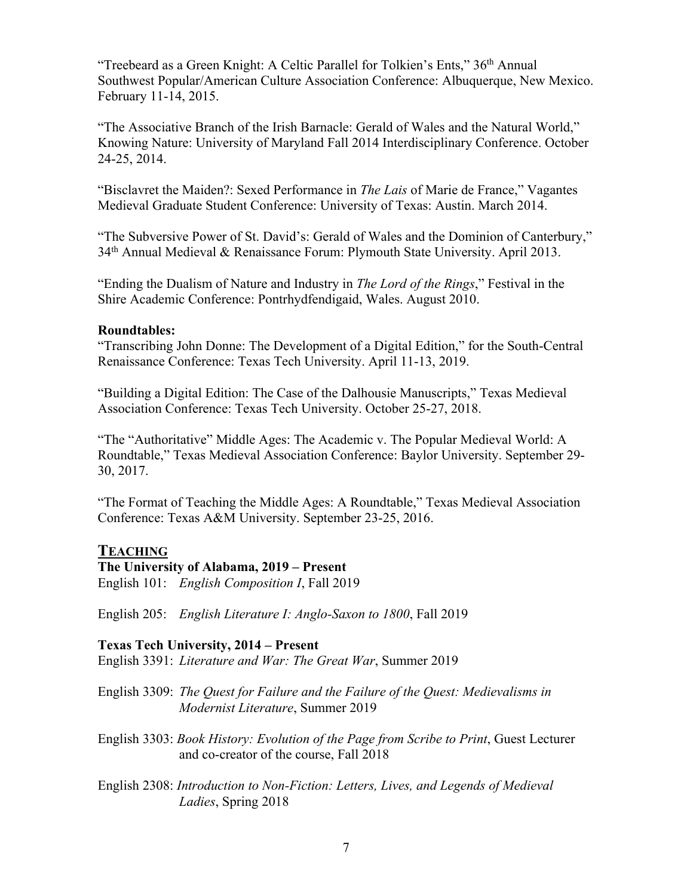"Treebeard as a Green Knight: A Celtic Parallel for Tolkien's Ents," 36th Annual Southwest Popular/American Culture Association Conference: Albuquerque, New Mexico. February 11-14, 2015.

"The Associative Branch of the Irish Barnacle: Gerald of Wales and the Natural World," Knowing Nature: University of Maryland Fall 2014 Interdisciplinary Conference. October 24-25, 2014.

"Bisclavret the Maiden?: Sexed Performance in *The Lais* of Marie de France," Vagantes Medieval Graduate Student Conference: University of Texas: Austin. March 2014.

"The Subversive Power of St. David's: Gerald of Wales and the Dominion of Canterbury," 34th Annual Medieval & Renaissance Forum: Plymouth State University. April 2013.

"Ending the Dualism of Nature and Industry in *The Lord of the Rings*," Festival in the Shire Academic Conference: Pontrhydfendigaid, Wales. August 2010.

**Roundtables:**

"Transcribing John Donne: The Development of a Digital Edition," for the South-Central Renaissance Conference: Texas Tech University. April 11-13, 2019.

"Building a Digital Edition: The Case of the Dalhousie Manuscripts," Texas Medieval Association Conference: Texas Tech University. October 25-27, 2018.

"The "Authoritative" Middle Ages: The Academic v. The Popular Medieval World: A Roundtable," Texas Medieval Association Conference: Baylor University. September 29-30, 2017.

"The Format of Teaching the Middle Ages: A Roundtable," Texas Medieval Association Conference: Texas A&M University. September 23-25, 2016.

## TEACHING

**The University of Alabama, 2019 – Present**

English 101: *English Composition I*, Fall 2019

English 205: *English Literature I: Anglo-Saxon to 1800*, Fall 2019

**Texas Tech University, 2014 – Present**

English 3391: *Literature and War: The Great War*, Summer 2019

English 3309: *The Quest for Failure and the Failure of the Quest: Medievalisms in Modernist Literature*, Summer 2019

English 3303: *Book History: Evolution of the Page from Scribe to Print*, Guest Lecturer and co-creator of the course, Fall 2018

English 2308: *Introduction to Non-Fiction: Letters, Lives, and Legends of Medieval Ladies*, Spring 2018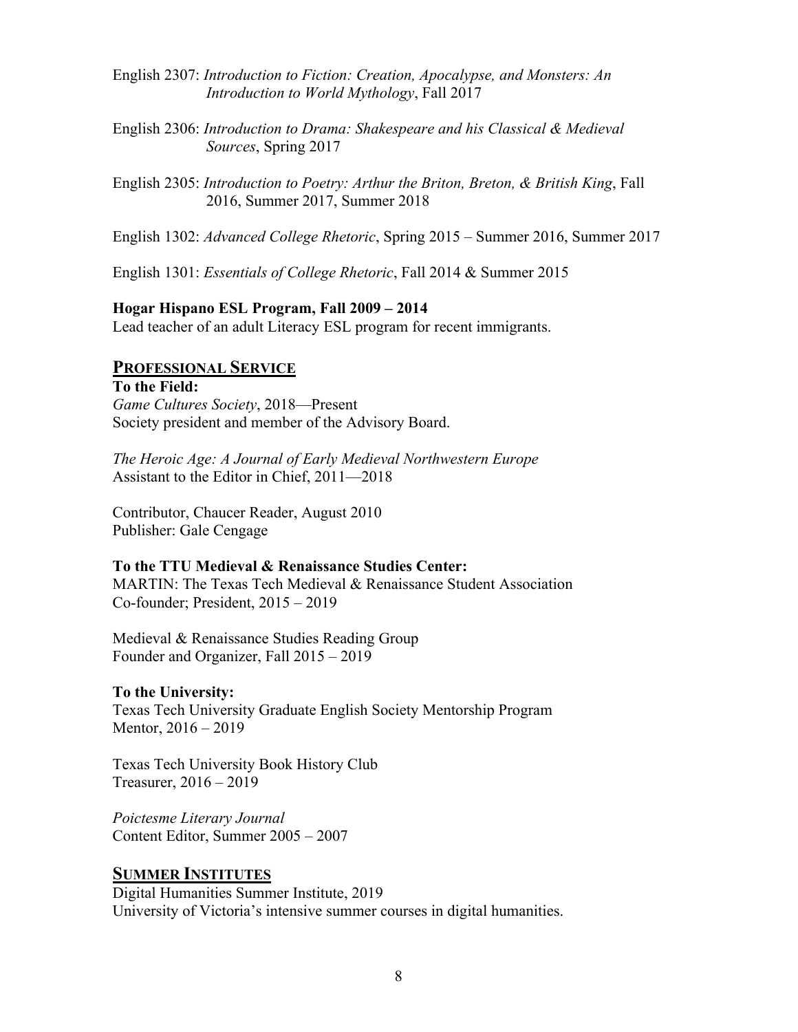English 2307: *Introduction to Fiction: Creation, Apocalypse, and Monsters: An Introduction to World Mythology*, Fall 2017

English 2306: *Introduction to Drama: Shakespeare and his Classical & Medieval Sources*, Spring 2017

English 2305: *Introduction to Poetry: Arthur the Briton, Breton, & British King*, Fall 2016, Summer 2017, Summer 2018

English 1302: *Advanced College Rhetoric*, Spring 2015 – Summer 2016, Summer 2017

English 1301: *Essentials of College Rhetoric*, Fall 2014 & Summer 2015

**Hogar Hispano ESL Program, Fall 2009 – 2014**
Lead teacher of an adult Literacy ESL program for recent immigrants.

## PROFESSIONAL SERVICE

**To the Field:**
*Game Cultures Society*, 2018—Present
Society president and member of the Advisory Board.

*The Heroic Age: A Journal of Early Medieval Northwestern Europe*
Assistant to the Editor in Chief, 2011—2018

Contributor, Chaucer Reader, August 2010
Publisher: Gale Cengage

**To the TTU Medieval & Renaissance Studies Center:**
MARTIN: The Texas Tech Medieval & Renaissance Student Association
Co-founder; President, 2015 – 2019

Medieval & Renaissance Studies Reading Group
Founder and Organizer, Fall 2015 – 2019

**To the University:**
Texas Tech University Graduate English Society Mentorship Program
Mentor, 2016 – 2019

Texas Tech University Book History Club
Treasurer, 2016 – 2019

*Poictesme Literary Journal*
Content Editor, Summer 2005 – 2007

## SUMMER INSTITUTES

Digital Humanities Summer Institute, 2019
University of Victoria's intensive summer courses in digital humanities.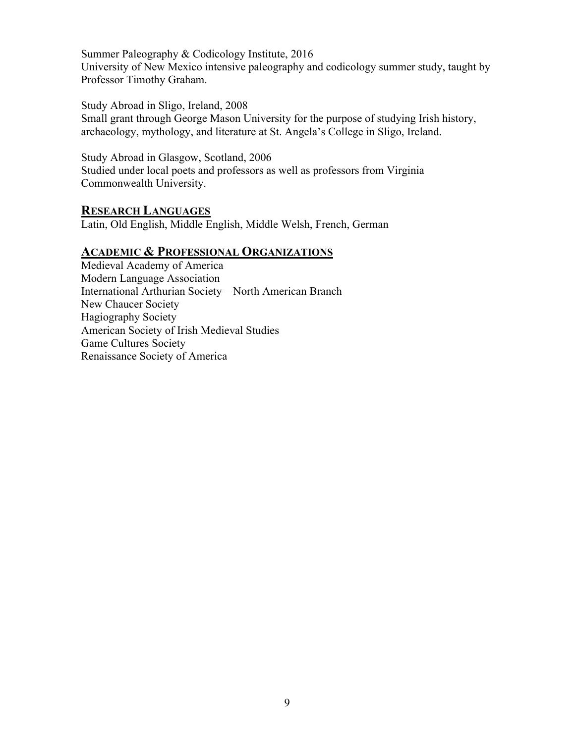Summer Paleography & Codicology Institute, 2016
University of New Mexico intensive paleography and codicology summer study, taught by Professor Timothy Graham.

Study Abroad in Sligo, Ireland, 2008
Small grant through George Mason University for the purpose of studying Irish history, archaeology, mythology, and literature at St. Angela's College in Sligo, Ireland.

Study Abroad in Glasgow, Scotland, 2006
Studied under local poets and professors as well as professors from Virginia Commonwealth University.

## RESEARCH LANGUAGES

Latin, Old English, Middle English, Middle Welsh, French, German

## ACADEMIC & PROFESSIONAL ORGANIZATIONS

Medieval Academy of America
Modern Language Association
International Arthurian Society – North American Branch
New Chaucer Society
Hagiography Society
American Society of Irish Medieval Studies
Game Cultures Society
Renaissance Society of America